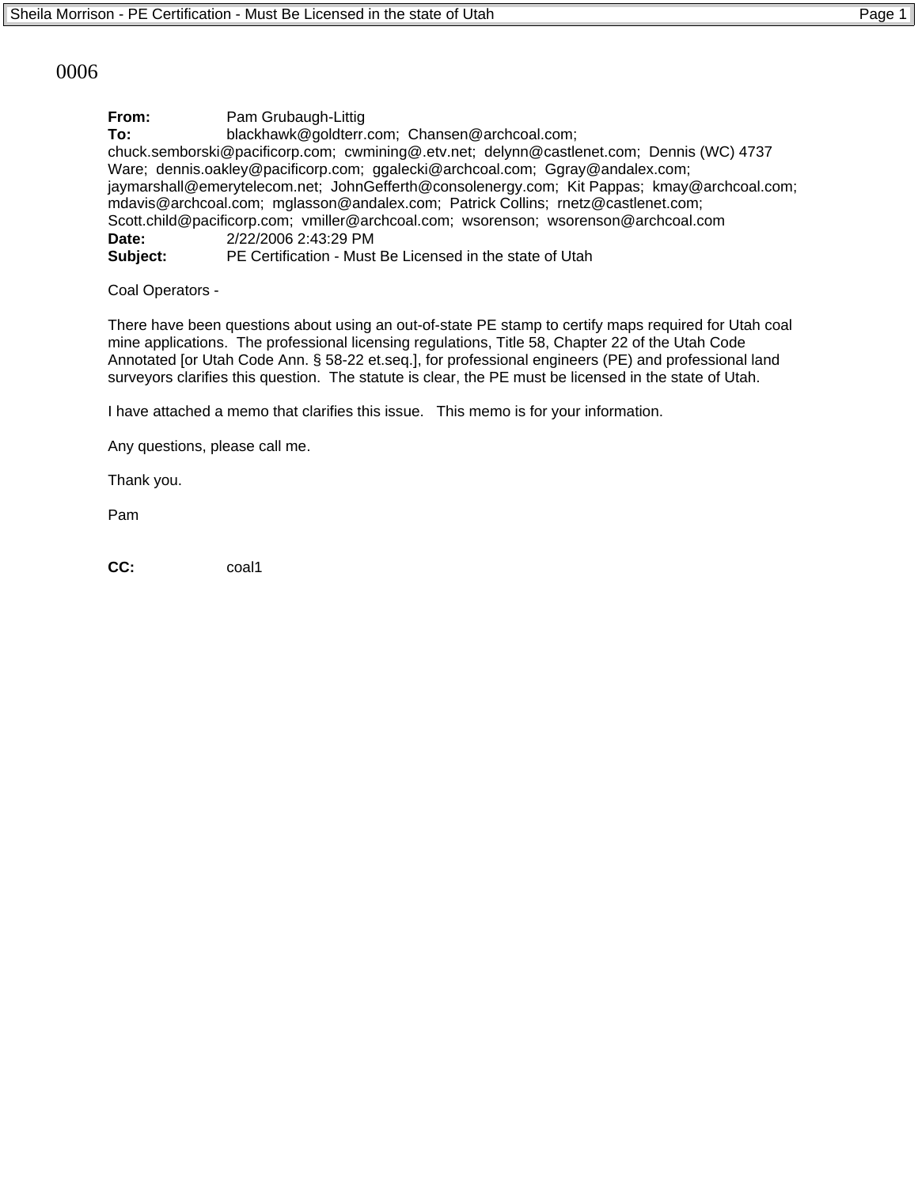0006

**From:** Pam Grubaugh-Littig
**To:** blackhawk@goldterr.com; Chansen@archcoal.com; chuck.semborski@pacificorp.com; cwmining@.etv.net; delynn@castlenet.com; Dennis (WC) 4737 Ware; dennis.oakley@pacificorp.com; ggalecki@archcoal.com; Ggray@andalex.com; jaymarshall@emerytelecom.net; JohnGefferth@consolenergy.com; Kit Pappas; kmay@archcoal.com; mdavis@archcoal.com; mglasson@andalex.com; Patrick Collins; rnetz@castlenet.com; Scott.child@pacificorp.com; vmiller@archcoal.com; wsorenson; wsorenson@archcoal.com
**Date:** 2/22/2006 2:43:29 PM
**Subject:** PE Certification - Must Be Licensed in the state of Utah

Coal Operators -

There have been questions about using an out-of-state PE stamp to certify maps required for Utah coal mine applications. The professional licensing regulations, Title 58, Chapter 22 of the Utah Code Annotated [or Utah Code Ann. § 58-22 et.seq.], for professional engineers (PE) and professional land surveyors clarifies this question. The statute is clear, the PE must be licensed in the state of Utah.

I have attached a memo that clarifies this issue. This memo is for your information.

Any questions, please call me.

Thank you.

Pam

**CC:** coal1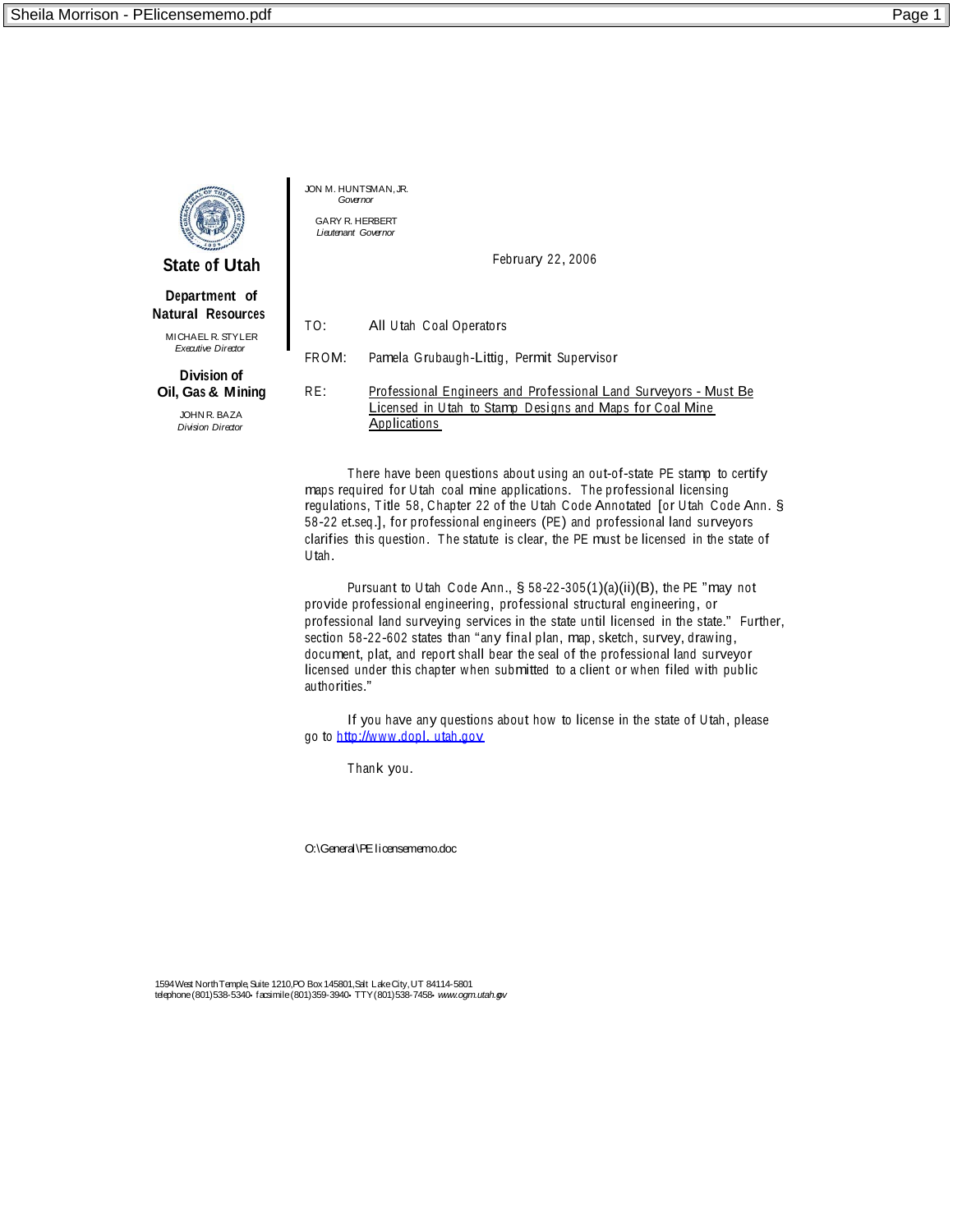State of Utah

Department of Natural Resources

MICHAEL R. STYLER
*Executive Director*

Division of Oil, Gas & Mining

JOHN R. BAZA
*Division Director*

JON M. HUNTSMAN, JR.
*Governor*

GARY R. HERBERT
*Lieutenant Governor*

February 22, 2006

TO: All Utah Coal Operators

FROM: Pamela Grubaugh-Littig, Permit Supervisor

RE: Professional Engineers and Professional Land Surveyors - Must Be Licensed in Utah to Stamp Designs and Maps for Coal Mine Applications

There have been questions about using an out-of-state PE stamp to certify maps required for Utah coal mine applications. The professional licensing regulations, Title 58, Chapter 22 of the Utah Code Annotated [or Utah Code Ann. § 58-22 et.seq.], for professional engineers (PE) and professional land surveyors clarifies this question. The statute is clear, the PE must be licensed in the state of Utah.

Pursuant to Utah Code Ann., § 58-22-305(1)(a)(ii)(B), the PE "may not provide professional engineering, professional structural engineering, or professional land surveying services in the state until licensed in the state." Further, section 58-22-602 states than "any final plan, map, sketch, survey, drawing, document, plat, and report shall bear the seal of the professional land surveyor licensed under this chapter when submitted to a client or when filed with public authorities."

If you have any questions about how to license in the state of Utah, please go to http://www.dopl.utah.gov

Thank you.

O:\General\PE licensememo.doc

1594 West North Temple, Suite 1210, PO Box 145801, Salt Lake City, UT 84114-5801
telephone (801) 538-5340 • facsimile (801) 359-3940 • TTY (801) 538-7458 • *www.ogm.utah.gov*